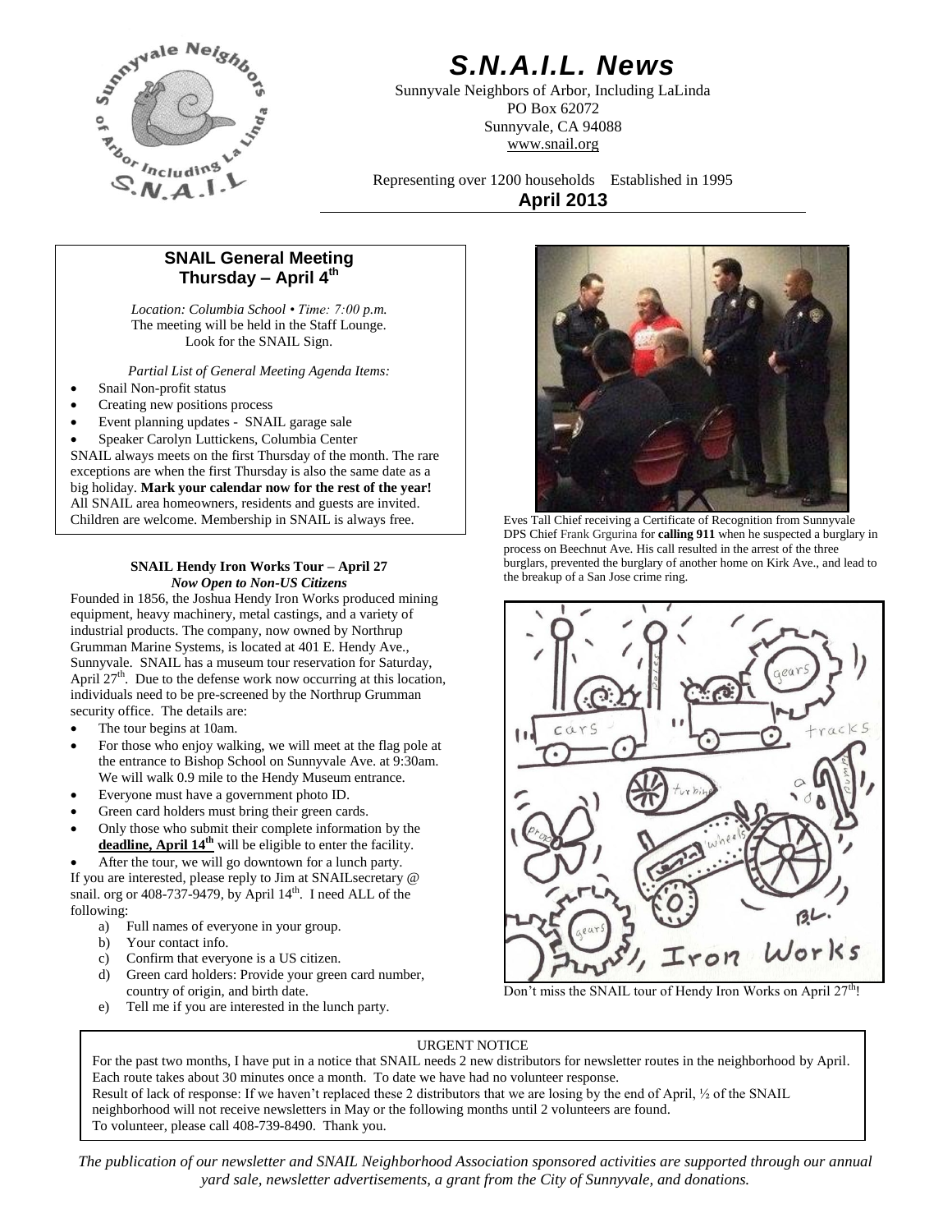# S.N.A.I.L. News

Sunnyvale Neighbors of Arbor, Including LaLinda
PO Box 62072
Sunnyvale, CA 94088
www.snail.org

Representing over 1200 households Established in 1995

**April 2013**

## SNAIL General Meeting Thursday – April 4th

*Location: Columbia School • Time: 7:00 p.m.*
The meeting will be held in the Staff Lounge.
Look for the SNAIL Sign.

*Partial List of General Meeting Agenda Items:*

- Snail Non-profit status
- Creating new positions process
- Event planning updates - SNAIL garage sale
- Speaker Carolyn Luttickens, Columbia Center

SNAIL always meets on the first Thursday of the month. The rare exceptions are when the first Thursday is also the same date as a big holiday. **Mark your calendar now for the rest of the year!** All SNAIL area homeowners, residents and guests are invited. Children are welcome. Membership in SNAIL is always free.

Eves Tall Chief receiving a Certificate of Recognition from Sunnyvale DPS Chief Frank Grgurina for **calling 911** when he suspected a burglary in process on Beechnut Ave. His call resulted in the arrest of the three burglars, prevented the burglary of another home on Kirk Ave., and lead to the breakup of a San Jose crime ring.

### SNAIL Hendy Iron Works Tour – April 27

***Now Open to Non-US Citizens***

Founded in 1856, the Joshua Hendy Iron Works produced mining equipment, heavy machinery, metal castings, and a variety of industrial products. The company, now owned by Northrup Grumman Marine Systems, is located at 401 E. Hendy Ave., Sunnyvale. SNAIL has a museum tour reservation for Saturday, April 27th. Due to the defense work now occurring at this location, individuals need to be pre-screened by the Northrup Grumman security office. The details are:

- The tour begins at 10am.
- For those who enjoy walking, we will meet at the flag pole at the entrance to Bishop School on Sunnyvale Ave. at 9:30am. We will walk 0.9 mile to the Hendy Museum entrance.
- Everyone must have a government photo ID.
- Green card holders must bring their green cards.
- Only those who submit their complete information by the **deadline, April 14th** will be eligible to enter the facility.
- After the tour, we will go downtown for a lunch party.

If you are interested, please reply to Jim at SNAILsecretary @ snail. org or 408-737-9479, by April 14th. I need ALL of the following:

a) Full names of everyone in your group.
b) Your contact info.
c) Confirm that everyone is a US citizen.
d) Green card holders: Provide your green card number, country of origin, and birth date.
e) Tell me if you are interested in the lunch party.

Don't miss the SNAIL tour of Hendy Iron Works on April 27th!

URGENT NOTICE

For the past two months, I have put in a notice that SNAIL needs 2 new distributors for newsletter routes in the neighborhood by April. Each route takes about 30 minutes once a month. To date we have had no volunteer response.
Result of lack of response: If we haven't replaced these 2 distributors that we are losing by the end of April, ½ of the SNAIL neighborhood will not receive newsletters in May or the following months until 2 volunteers are found.
To volunteer, please call 408-739-8490. Thank you.

*The publication of our newsletter and SNAIL Neighborhood Association sponsored activities are supported through our annual yard sale, newsletter advertisements, a grant from the City of Sunnyvale, and donations.*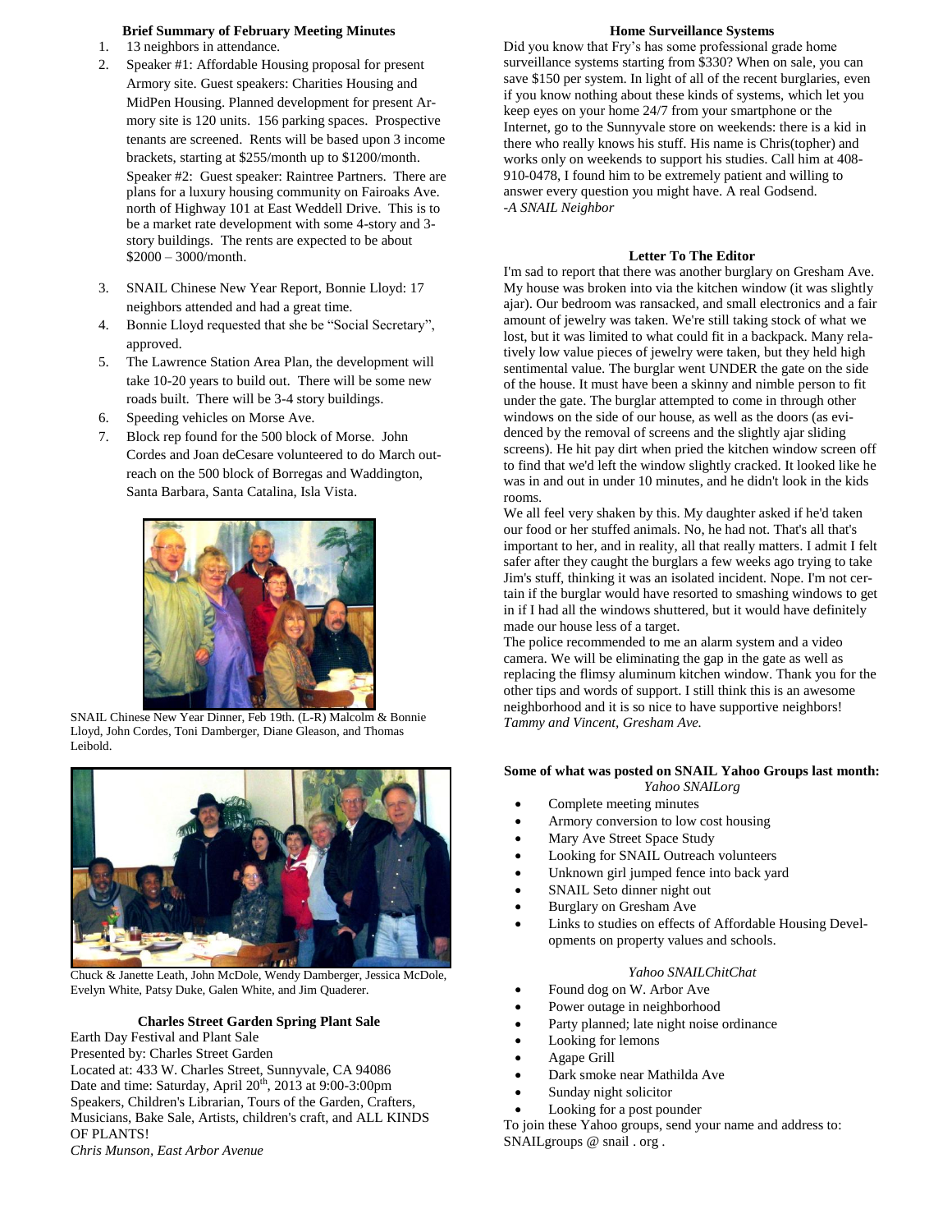### Brief Summary of February Meeting Minutes

1. 13 neighbors in attendance.
2. Speaker #1: Affordable Housing proposal for present Armory site. Guest speakers: Charities Housing and MidPen Housing. Planned development for present Armory site is 120 units. 156 parking spaces. Prospective tenants are screened. Rents will be based upon 3 income brackets, starting at $255/month up to $1200/month.
   Speaker #2: Guest speaker: Raintree Partners. There are plans for a luxury housing community on Fairoaks Ave. north of Highway 101 at East Weddell Drive. This is to be a market rate development with some 4-story and 3-story buildings. The rents are expected to be about $2000 – 3000/month.
3. SNAIL Chinese New Year Report, Bonnie Lloyd: 17 neighbors attended and had a great time.
4. Bonnie Lloyd requested that she be "Social Secretary", approved.
5. The Lawrence Station Area Plan, the development will take 10-20 years to build out. There will be some new roads built. There will be 3-4 story buildings.
6. Speeding vehicles on Morse Ave.
7. Block rep found for the 500 block of Morse. John Cordes and Joan deCesare volunteered to do March outreach on the 500 block of Borregas and Waddington, Santa Barbara, Santa Catalina, Isla Vista.

SNAIL Chinese New Year Dinner, Feb 19th. (L-R) Malcolm & Bonnie Lloyd, John Cordes, Toni Damberger, Diane Gleason, and Thomas Leibold.

Chuck & Janette Leath, John McDole, Wendy Damberger, Jessica McDole, Evelyn White, Patsy Duke, Galen White, and Jim Quaderer.

### Charles Street Garden Spring Plant Sale

Earth Day Festival and Plant Sale
Presented by: Charles Street Garden
Located at: 433 W. Charles Street, Sunnyvale, CA 94086
Date and time: Saturday, April 20th, 2013 at 9:00-3:00pm
Speakers, Children's Librarian, Tours of the Garden, Crafters, Musicians, Bake Sale, Artists, children's craft, and ALL KINDS OF PLANTS!
*Chris Munson, East Arbor Avenue*

### Home Surveillance Systems

Did you know that Fry's has some professional grade home surveillance systems starting from $330? When on sale, you can save $150 per system. In light of all of the recent burglaries, even if you know nothing about these kinds of systems, which let you keep eyes on your home 24/7 from your smartphone or the Internet, go to the Sunnyvale store on weekends: there is a kid in there who really knows his stuff. His name is Chris(topher) and works only on weekends to support his studies. Call him at 408-910-0478, I found him to be extremely patient and willing to answer every question you might have. A real Godsend.
*-A SNAIL Neighbor*

### Letter To The Editor

I'm sad to report that there was another burglary on Gresham Ave. My house was broken into via the kitchen window (it was slightly ajar). Our bedroom was ransacked, and small electronics and a fair amount of jewelry was taken. We're still taking stock of what we lost, but it was limited to what could fit in a backpack. Many relatively low value pieces of jewelry were taken, but they held high sentimental value. The burglar went UNDER the gate on the side of the house. It must have been a skinny and nimble person to fit under the gate. The burglar attempted to come in through other windows on the side of our house, as well as the doors (as evidenced by the removal of screens and the slightly ajar sliding screens). He hit pay dirt when pried the kitchen window screen off to find that we'd left the window slightly cracked. It looked like he was in and out in under 10 minutes, and he didn't look in the kids rooms.

We all feel very shaken by this. My daughter asked if he'd taken our food or her stuffed animals. No, he had not. That's all that's important to her, and in reality, all that really matters. I admit I felt safer after they caught the burglars a few weeks ago trying to take Jim's stuff, thinking it was an isolated incident. Nope. I'm not certain if the burglar would have resorted to smashing windows to get in if I had all the windows shuttered, but it would have definitely made our house less of a target.

The police recommended to me an alarm system and a video camera. We will be eliminating the gap in the gate as well as replacing the flimsy aluminum kitchen window. Thank you for the other tips and words of support. I still think this is an awesome neighborhood and it is so nice to have supportive neighbors!
*Tammy and Vincent, Gresham Ave.*

### Some of what was posted on SNAIL Yahoo Groups last month:

*Yahoo SNAILorg*

- Complete meeting minutes
- Armory conversion to low cost housing
- Mary Ave Street Space Study
- Looking for SNAIL Outreach volunteers
- Unknown girl jumped fence into back yard
- SNAIL Seto dinner night out
- Burglary on Gresham Ave
- Links to studies on effects of Affordable Housing Developments on property values and schools.

*Yahoo SNAILChitChat*

- Found dog on W. Arbor Ave
- Power outage in neighborhood
- Party planned; late night noise ordinance
- Looking for lemons
- Agape Grill
- Dark smoke near Mathilda Ave
- Sunday night solicitor
- Looking for a post pounder

To join these Yahoo groups, send your name and address to: SNAILgroups @ snail . org .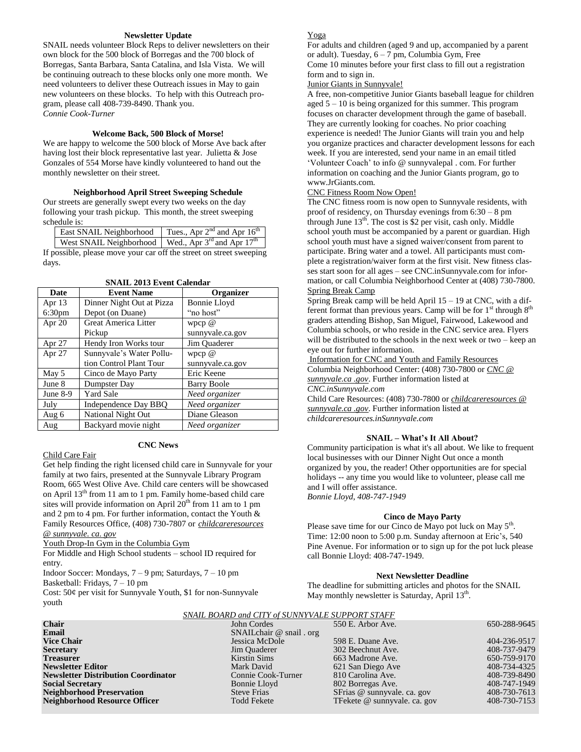### Newsletter Update

SNAIL needs volunteer Block Reps to deliver newsletters on their own block for the 500 block of Borregas and the 700 block of Borregas, Santa Barbara, Santa Catalina, and Isla Vista. We will be continuing outreach to these blocks only one more month. We need volunteers to deliver these Outreach issues in May to gain new volunteers on these blocks. To help with this Outreach program, please call 408-739-8490. Thank you.

*Connie Cook-Turner*

### Welcome Back, 500 Block of Morse!

We are happy to welcome the 500 block of Morse Ave back after having lost their block representative last year. Julietta & Jose Gonzales of 554 Morse have kindly volunteered to hand out the monthly newsletter on their street.

### Neighborhood April Street Sweeping Schedule

Our streets are generally swept every two weeks on the day following your trash pickup. This month, the street sweeping schedule is:

| | |
|---|---|
| East SNAIL Neighborhood | Tues., Apr 2nd and Apr 16th |
| West SNAIL Neighborhood | Wed., Apr 3rd and Apr 17th |

If possible, please move your car off the street on street sweeping days.

### SNAIL 2013 Event Calendar

| Date | Event Name | Organizer |
|---|---|---|
| Apr 13 6:30pm | Dinner Night Out at Pizza Depot (on Duane) | Bonnie Lloyd "no host" |
| Apr 20 | Great America Litter Pickup | wpcp @ sunnyvale.ca.gov |
| Apr 27 | Hendy Iron Works tour | Jim Quaderer |
| Apr 27 | Sunnyvale's Water Pollution Control Plant Tour | wpcp @ sunnyvale.ca.gov |
| May 5 | Cinco de Mayo Party | Eric Keene |
| June 8 | Dumpster Day | Barry Boole |
| June 8-9 | Yard Sale | *Need organizer* |
| July | Independence Day BBQ | *Need organizer* |
| Aug 6 | National Night Out | Diane Gleason |
| Aug | Backyard movie night | *Need organizer* |

### CNC News

Child Care Fair

Get help finding the right licensed child care in Sunnyvale for your family at two fairs, presented at the Sunnyvale Library Program Room, 665 West Olive Ave. Child care centers will be showcased on April 13th from 11 am to 1 pm. Family home-based child care sites will provide information on April 20th from 11 am to 1 pm and 2 pm to 4 pm. For further information, contact the Youth & Family Resources Office, (408) 730-7807 or *childcareresources @ sunnyvale. ca. gov*

Youth Drop-In Gym in the Columbia Gym

For Middle and High School students – school ID required for entry.

Indoor Soccer: Mondays, 7 – 9 pm; Saturdays, 7 – 10 pm

Basketball: Fridays, 7 – 10 pm

Cost: 50¢ per visit for Sunnyvale Youth, $1 for non-Sunnyvale youth

Yoga

For adults and children (aged 9 and up, accompanied by a parent or adult). Tuesday, 6 – 7 pm, Columbia Gym, Free

Come 10 minutes before your first class to fill out a registration form and to sign in.

Junior Giants in Sunnyvale!

A free, non-competitive Junior Giants baseball league for children aged 5 – 10 is being organized for this summer. This program focuses on character development through the game of baseball. They are currently looking for coaches. No prior coaching experience is needed! The Junior Giants will train you and help you organize practices and character development lessons for each week. If you are interested, send your name in an email titled 'Volunteer Coach' to info @ sunnyvalepal . com. For further information on coaching and the Junior Giants program, go to www.JrGiants.com.

CNC Fitness Room Now Open!

The CNC fitness room is now open to Sunnyvale residents, with proof of residency, on Thursday evenings from 6:30 – 8 pm through June 13th. The cost is $2 per visit, cash only. Middle school youth must be accompanied by a parent or guardian. High school youth must have a signed waiver/consent from parent to participate. Bring water and a towel. All participants must complete a registration/waiver form at the first visit. New fitness classes start soon for all ages – see CNC.inSunnyvale.com for information, or call Columbia Neighborhood Center at (408) 730-7800.

Spring Break Camp

Spring Break camp will be held April 15 – 19 at CNC, with a different format than previous years. Camp will be for 1st through 8th graders attending Bishop, San Miguel, Fairwood, Lakewood and Columbia schools, or who reside in the CNC service area. Flyers will be distributed to the schools in the next week or two – keep an eye out for further information.

Information for CNC and Youth and Family Resources

Columbia Neighborhood Center: (408) 730-7800 or *CNC @ sunnyvale.ca .gov*. Further information listed at *CNC.inSunnyvale.com*

Child Care Resources: (408) 730-7800 or *childcareresources @ sunnyvale.ca .gov*. Further information listed at *childcareresources.inSunnyvale.com*

### SNAIL – What's It All About?

Community participation is what it's all about. We like to frequent local businesses with our Dinner Night Out once a month organized by you, the reader! Other opportunities are for special holidays -- any time you would like to volunteer, please call me and I will offer assistance.

*Bonnie Lloyd, 408-747-1949*

### Cinco de Mayo Party

Please save time for our Cinco de Mayo pot luck on May 5th. Time: 12:00 noon to 5:00 p.m. Sunday afternoon at Eric's, 540 Pine Avenue. For information or to sign up for the pot luck please call Bonnie Lloyd: 408-747-1949.

### Next Newsletter Deadline

The deadline for submitting articles and photos for the SNAIL May monthly newsletter is Saturday, April 13th.

*SNAIL BOARD and CITY of SUNNYVALE SUPPORT STAFF*

| | | | |
|---|---|---|---|
| **Chair** | John Cordes | 550 E. Arbor Ave. | 650-288-9645 |
| **Email** | SNAILchair @ snail . org | | |
| **Vice Chair** | Jessica McDole | 598 E. Duane Ave. | 404-236-9517 |
| **Secretary** | Jim Quaderer | 302 Beechnut Ave. | 408-737-9479 |
| **Treasurer** | Kirstin Sims | 663 Madrone Ave. | 650-759-9170 |
| **Newsletter Editor** | Mark David | 621 San Diego Ave | 408-734-4325 |
| **Newsletter Distribution Coordinator** | Connie Cook-Turner | 810 Carolina Ave. | 408-739-8490 |
| **Social Secretary** | Bonnie Lloyd | 802 Borregas Ave. | 408-747-1949 |
| **Neighborhood Preservation** | Steve Frias | SFrias @ sunnyvale. ca. gov | 408-730-7613 |
| **Neighborhood Resource Officer** | Todd Fekete | TFekete @ sunnyvale. ca. gov | 408-730-7153 |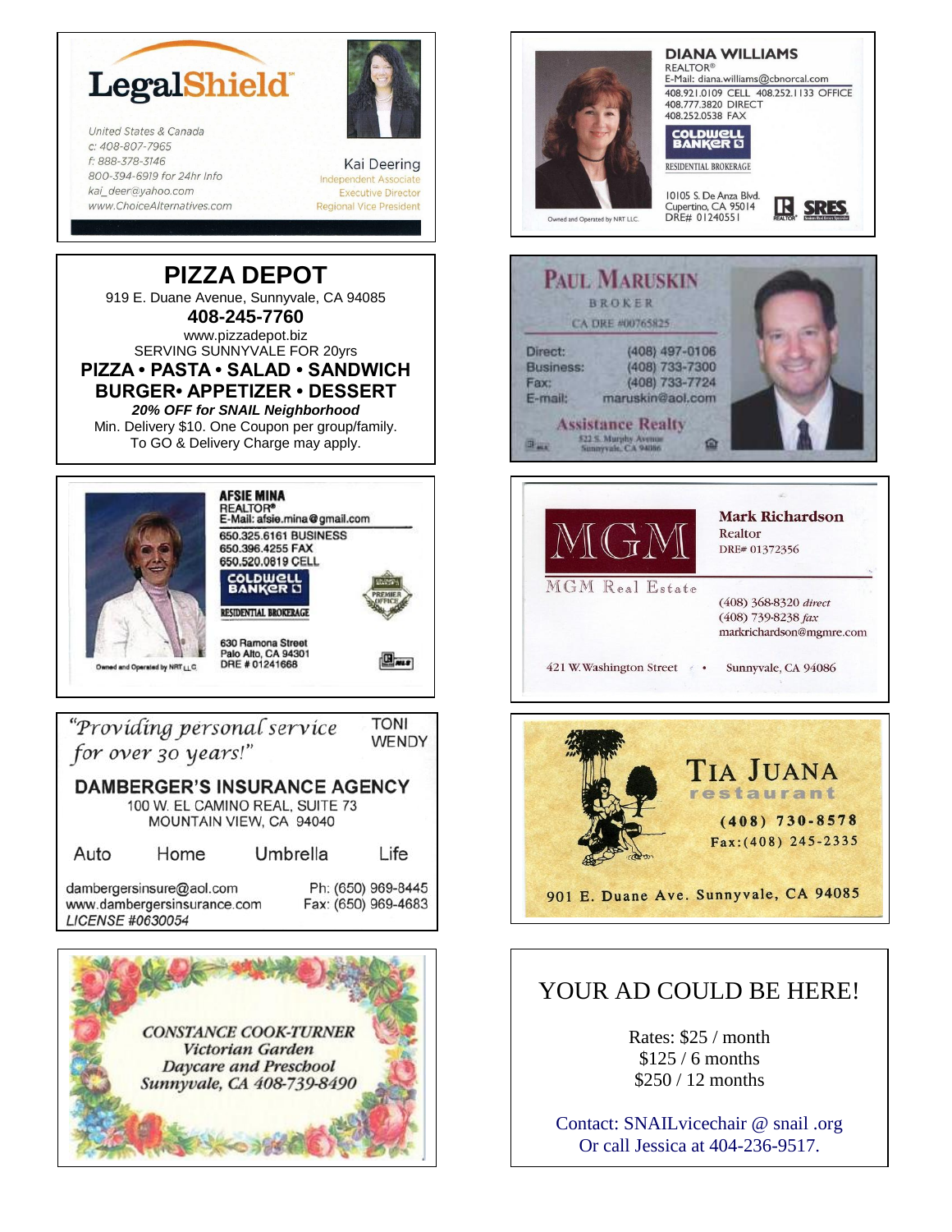**LegalShield**

United States & Canada
c: 408-807-7965
f: 888-378-3146
800-394-6919 for 24hr Info
kai_deer@yahoo.com
www.ChoiceAlternatives.com

Kai Deering
Independent Associate
Executive Director
Regional Vice President

---

**DIANA WILLIAMS**
REALTOR®
E-Mail: diana.williams@cbnorcal.com
408.921.0109 CELL 408.252.1133 OFFICE
408.777.3820 DIRECT
408.252.0538 FAX

COLDWELL BANKER
RESIDENTIAL BROKERAGE

10105 S. De Anza Blvd.
Cupertino, CA 95014
DRE# 01240551

Owned and Operated by NRT LLC.

---

# PIZZA DEPOT

919 E. Duane Avenue, Sunnyvale, CA 94085

**408-245-7760**

www.pizzadepot.biz
SERVING SUNNYVALE FOR 20yrs

**PIZZA • PASTA • SALAD • SANDWICH**
**BURGER• APPETIZER • DESSERT**

***20% OFF for SNAIL Neighborhood***

Min. Delivery $10. One Coupon per group/family.
To GO & Delivery Charge may apply.

---

**PAUL MARUSKIN**
BROKER
CA DRE #00765825

Direct: (408) 497-0106
Business: (408) 733-7300
Fax: (408) 733-7724
E-mail: maruskin@aol.com

**Assistance Realty**
522 S. Murphy Avenue
Sunnyvale, CA 94086

---

**AFSIE MINA**
REALTOR®
E-Mail: afsie.mina@gmail.com
650.325.6161 BUSINESS
650.396.4255 FAX
650.520.0819 CELL

COLDWELL BANKER
RESIDENTIAL BROKERAGE

PREMIER OFFICE

630 Ramona Street
Palo Alto, CA 94301
DRE # 01241668

Owned and Operated by NRT LLC

---

MGM

MGM Real Estate

**Mark Richardson**
Realtor
DRE# 01372356

(408) 368-8320 *direct*
(408) 739-8238 *fax*
markrichardson@mgmre.com

421 W. Washington Street • Sunnyvale, CA 94086

---

*"Providing personal service for over 30 years!"*

TONI
WENDY

**DAMBERGER'S INSURANCE AGENCY**
100 W. EL CAMINO REAL, SUITE 73
MOUNTAIN VIEW, CA 94040

Auto Home Umbrella Life

dambergersinsure@aol.com
www.dambergersinsurance.com
*LICENSE #0630054*

Ph: (650) 969-8445
Fax: (650) 969-4683

---

**TIA JUANA**
restaurant

**(408) 730-8578**
**Fax:(408) 245-2335**

**901 E. Duane Ave. Sunnyvale, CA 94085**

---

***CONSTANCE COOK-TURNER***
***Victorian Garden***
***Daycare and Preschool***
***Sunnyvale, CA 408-739-8490***

---

## YOUR AD COULD BE HERE!

Rates: $25 / month
$125 / 6 months
$250 / 12 months

Contact: SNAILvicechair @ snail .org
Or call Jessica at 404-236-9517.